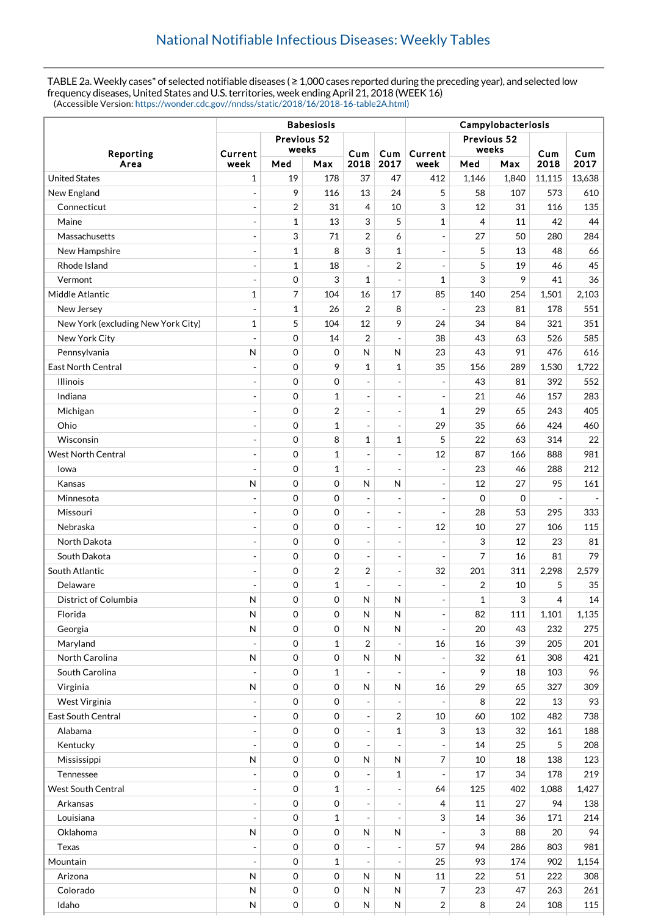## National Notifiable Infectious Diseases: Weekly Tables

TABLE 2a. Weekly cases* of selected notifiable diseases ( ≥ 1,000 cases reported during the preceding year), and selected low frequency diseases, United States and U.S. territories, week ending April 21, 2018 (WEEK 16)
(Accessible Version: https://wonder.cdc.gov//nndss/static/2018/16/2018-16-table2A.html)

| Reporting Area | Babesiosis | | | | | Campylobacteriosis | | | | |
|---|---|---|---|---|---|---|---|---|---|---|
| | Current week | Previous 52 weeks | | Cum 2018 | Cum 2017 | Current week | Previous 52 weeks | | Cum 2018 | Cum 2017 |
| | | Med | Max | | | | Med | Max | | |
| United States | 1 | 19 | 178 | 37 | 47 | 412 | 1,146 | 1,840 | 11,115 | 13,638 |
| New England | - | 9 | 116 | 13 | 24 | 5 | 58 | 107 | 573 | 610 |
| Connecticut | - | 2 | 31 | 4 | 10 | 3 | 12 | 31 | 116 | 135 |
| Maine | - | 1 | 13 | 3 | 5 | 1 | 4 | 11 | 42 | 44 |
| Massachusetts | - | 3 | 71 | 2 | 6 | - | 27 | 50 | 280 | 284 |
| New Hampshire | - | 1 | 8 | 3 | 1 | - | 5 | 13 | 48 | 66 |
| Rhode Island | - | 1 | 18 | - | 2 | - | 5 | 19 | 46 | 45 |
| Vermont | - | 0 | 3 | 1 | - | 1 | 3 | 9 | 41 | 36 |
| Middle Atlantic | 1 | 7 | 104 | 16 | 17 | 85 | 140 | 254 | 1,501 | 2,103 |
| New Jersey | - | 1 | 26 | 2 | 8 | - | 23 | 81 | 178 | 551 |
| New York (excluding New York City) | 1 | 5 | 104 | 12 | 9 | 24 | 34 | 84 | 321 | 351 |
| New York City | - | 0 | 14 | 2 | - | 38 | 43 | 63 | 526 | 585 |
| Pennsylvania | N | 0 | 0 | N | N | 23 | 43 | 91 | 476 | 616 |
| East North Central | - | 0 | 9 | 1 | 1 | 35 | 156 | 289 | 1,530 | 1,722 |
| Illinois | - | 0 | 0 | - | - | - | 43 | 81 | 392 | 552 |
| Indiana | - | 0 | 1 | - | - | - | 21 | 46 | 157 | 283 |
| Michigan | - | 0 | 2 | - | - | 1 | 29 | 65 | 243 | 405 |
| Ohio | - | 0 | 1 | - | - | 29 | 35 | 66 | 424 | 460 |
| Wisconsin | - | 0 | 8 | 1 | 1 | 5 | 22 | 63 | 314 | 22 |
| West North Central | - | 0 | 1 | - | - | 12 | 87 | 166 | 888 | 981 |
| Iowa | - | 0 | 1 | - | - | - | 23 | 46 | 288 | 212 |
| Kansas | N | 0 | 0 | N | N | - | 12 | 27 | 95 | 161 |
| Minnesota | - | 0 | 0 | - | - | - | 0 | 0 | - | - |
| Missouri | - | 0 | 0 | - | - | - | 28 | 53 | 295 | 333 |
| Nebraska | - | 0 | 0 | - | - | 12 | 10 | 27 | 106 | 115 |
| North Dakota | - | 0 | 0 | - | - | - | 3 | 12 | 23 | 81 |
| South Dakota | - | 0 | 0 | - | - | - | 7 | 16 | 81 | 79 |
| South Atlantic | - | 0 | 2 | 2 | - | 32 | 201 | 311 | 2,298 | 2,579 |
| Delaware | - | 0 | 1 | - | - | - | 2 | 10 | 5 | 35 |
| District of Columbia | N | 0 | 0 | N | N | - | 1 | 3 | 4 | 14 |
| Florida | N | 0 | 0 | N | N | - | 82 | 111 | 1,101 | 1,135 |
| Georgia | N | 0 | 0 | N | N | - | 20 | 43 | 232 | 275 |
| Maryland | - | 0 | 1 | 2 | - | 16 | 16 | 39 | 205 | 201 |
| North Carolina | N | 0 | 0 | N | N | - | 32 | 61 | 308 | 421 |
| South Carolina | - | 0 | 1 | - | - | - | 9 | 18 | 103 | 96 |
| Virginia | N | 0 | 0 | N | N | 16 | 29 | 65 | 327 | 309 |
| West Virginia | - | 0 | 0 | - | - | - | 8 | 22 | 13 | 93 |
| East South Central | - | 0 | 0 | - | 2 | 10 | 60 | 102 | 482 | 738 |
| Alabama | - | 0 | 0 | - | 1 | 3 | 13 | 32 | 161 | 188 |
| Kentucky | - | 0 | 0 | - | - | - | 14 | 25 | 5 | 208 |
| Mississippi | N | 0 | 0 | N | N | 7 | 10 | 18 | 138 | 123 |
| Tennessee | - | 0 | 0 | - | 1 | - | 17 | 34 | 178 | 219 |
| West South Central | - | 0 | 1 | - | - | 64 | 125 | 402 | 1,088 | 1,427 |
| Arkansas | - | 0 | 0 | - | - | 4 | 11 | 27 | 94 | 138 |
| Louisiana | - | 0 | 1 | - | - | 3 | 14 | 36 | 171 | 214 |
| Oklahoma | N | 0 | 0 | N | N | - | 3 | 88 | 20 | 94 |
| Texas | - | 0 | 0 | - | - | 57 | 94 | 286 | 803 | 981 |
| Mountain | - | 0 | 1 | - | - | 25 | 93 | 174 | 902 | 1,154 |
| Arizona | N | 0 | 0 | N | N | 11 | 22 | 51 | 222 | 308 |
| Colorado | N | 0 | 0 | N | N | 7 | 23 | 47 | 263 | 261 |
| Idaho | N | 0 | 0 | N | N | 2 | 8 | 24 | 108 | 115 |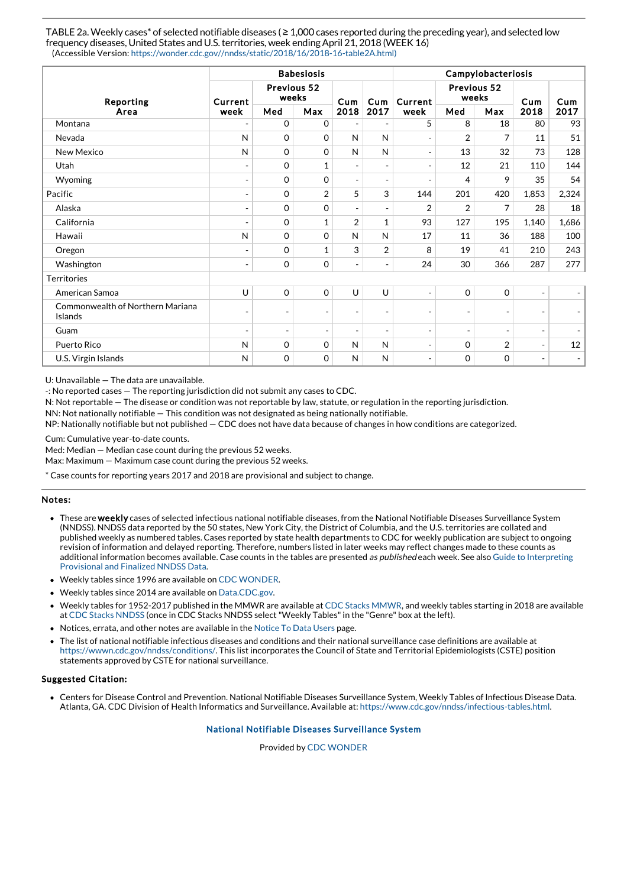TABLE 2a. Weekly cases* of selected notifiable diseases ( ≥ 1,000 cases reported during the preceding year), and selected low frequency diseases, United States and U.S. territories, week ending April 21, 2018 (WEEK 16)
(Accessible Version: https://wonder.cdc.gov//nndss/static/2018/16/2018-16-table2A.html)

| Reporting Area | Babesiosis | | | | | Campylobacteriosis | | | | |
|---|---|---|---|---|---|---|---|---|---|---|
| | Current week | Previous 52 weeks | | Cum 2018 | Cum 2017 | Current week | Previous 52 weeks | | Cum 2018 | Cum 2017 |
| | | Med | Max | | | | Med | Max | | |
| Montana | - | 0 | 0 | - | - | 5 | 8 | 18 | 80 | 93 |
| Nevada | N | 0 | 0 | N | N | - | 2 | 7 | 11 | 51 |
| New Mexico | N | 0 | 0 | N | N | - | 13 | 32 | 73 | 128 |
| Utah | - | 0 | 1 | - | - | - | 12 | 21 | 110 | 144 |
| Wyoming | - | 0 | 0 | - | - | - | 4 | 9 | 35 | 54 |
| Pacific | - | 0 | 2 | 5 | 3 | 144 | 201 | 420 | 1,853 | 2,324 |
| Alaska | - | 0 | 0 | - | - | 2 | 2 | 7 | 28 | 18 |
| California | - | 0 | 1 | 2 | 1 | 93 | 127 | 195 | 1,140 | 1,686 |
| Hawaii | N | 0 | 0 | N | N | 17 | 11 | 36 | 188 | 100 |
| Oregon | - | 0 | 1 | 3 | 2 | 8 | 19 | 41 | 210 | 243 |
| Washington | - | 0 | 0 | - | - | 24 | 30 | 366 | 287 | 277 |
| Territories | | | | | | | | | | |
| American Samoa | U | 0 | 0 | U | U | - | 0 | 0 | - | - |
| Commonwealth of Northern Mariana Islands | - | - | - | - | - | - | - | - | - | - |
| Guam | - | - | - | - | - | - | - | - | - | - |
| Puerto Rico | N | 0 | 0 | N | N | - | 0 | 2 | - | 12 |
| U.S. Virgin Islands | N | 0 | 0 | N | N | - | 0 | 0 | - | - |

U: Unavailable — The data are unavailable.
-: No reported cases — The reporting jurisdiction did not submit any cases to CDC.
N: Not reportable — The disease or condition was not reportable by law, statute, or regulation in the reporting jurisdiction.
NN: Not nationally notifiable — This condition was not designated as being nationally notifiable.
NP: Nationally notifiable but not published — CDC does not have data because of changes in how conditions are categorized.

Cum: Cumulative year-to-date counts.
Med: Median — Median case count during the previous 52 weeks.
Max: Maximum — Maximum case count during the previous 52 weeks.

* Case counts for reporting years 2017 and 2018 are provisional and subject to change.

### Notes:

- These are **weekly** cases of selected infectious national notifiable diseases, from the National Notifiable Diseases Surveillance System (NNDSS). NNDSS data reported by the 50 states, New York City, the District of Columbia, and the U.S. territories are collated and published weekly as numbered tables. Cases reported by state health departments to CDC for weekly publication are subject to ongoing revision of information and delayed reporting. Therefore, numbers listed in later weeks may reflect changes made to these counts as additional information becomes available. Case counts in the tables are presented *as published* each week. See also Guide to Interpreting Provisional and Finalized NNDSS Data.
- Weekly tables since 1996 are available on CDC WONDER.
- Weekly tables since 2014 are available on Data.CDC.gov.
- Weekly tables for 1952-2017 published in the MMWR are available at CDC Stacks MMWR, and weekly tables starting in 2018 are available at CDC Stacks NNDSS (once in CDC Stacks NNDSS select "Weekly Tables" in the "Genre" box at the left).
- Notices, errata, and other notes are available in the Notice To Data Users page.
- The list of national notifiable infectious diseases and conditions and their national surveillance case definitions are available at https://wwwn.cdc.gov/nndss/conditions/. This list incorporates the Council of State and Territorial Epidemiologists (CSTE) position statements approved by CSTE for national surveillance.

### Suggested Citation:

- Centers for Disease Control and Prevention. National Notifiable Diseases Surveillance System, Weekly Tables of Infectious Disease Data. Atlanta, GA. CDC Division of Health Informatics and Surveillance. Available at: https://www.cdc.gov/nndss/infectious-tables.html.

National Notifiable Diseases Surveillance System

Provided by CDC WONDER